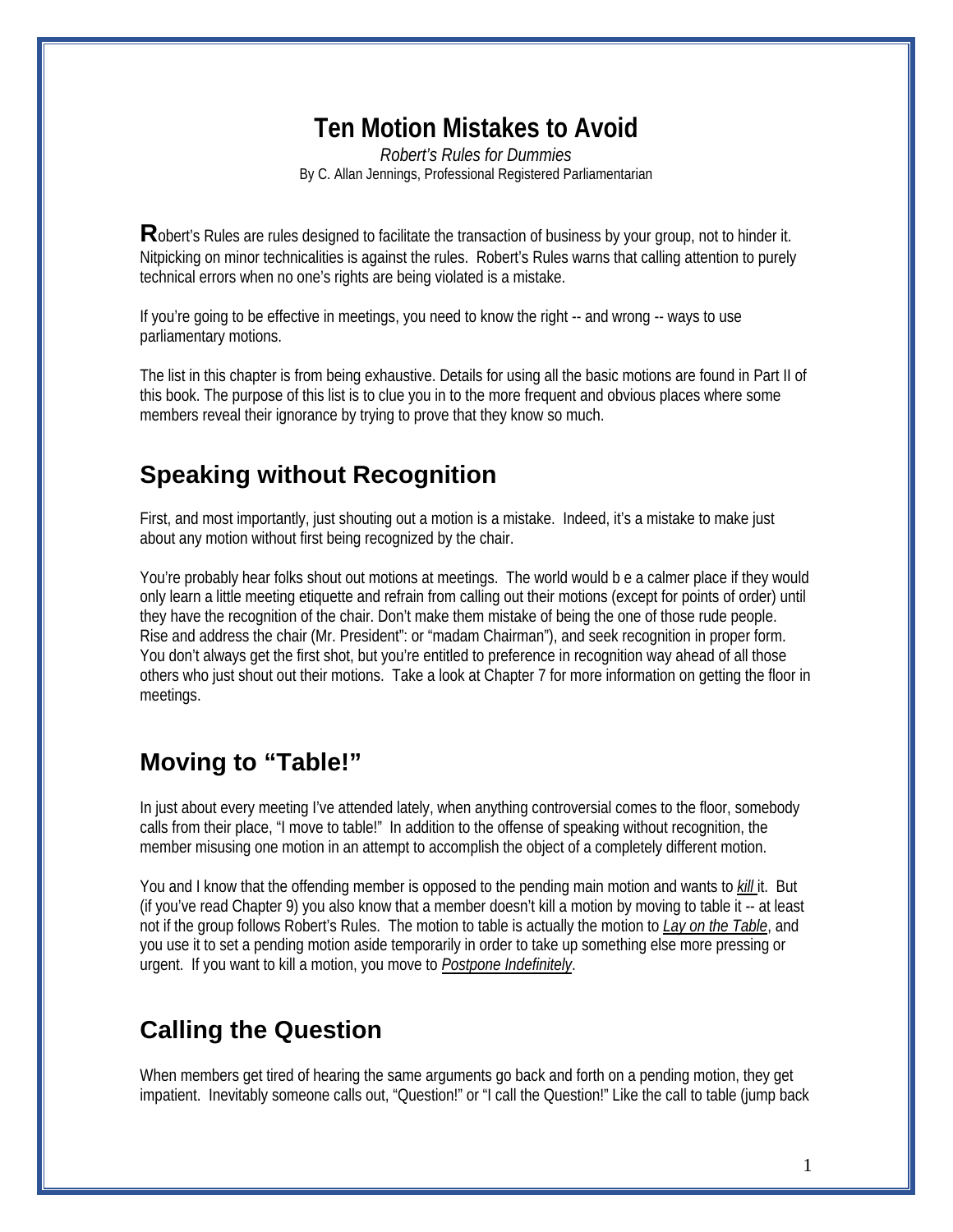# Ten Motion Mistakes to Avoid

*Robert's Rules for Dummies*
By C. Allan Jennings, Professional Registered Parliamentarian

**R**obert's Rules are rules designed to facilitate the transaction of business by your group, not to hinder it. Nitpicking on minor technicalities is against the rules. Robert's Rules warns that calling attention to purely technical errors when no one's rights are being violated is a mistake.

If you're going to be effective in meetings, you need to know the right -- and wrong -- ways to use parliamentary motions.

The list in this chapter is from being exhaustive. Details for using all the basic motions are found in Part II of this book. The purpose of this list is to clue you in to the more frequent and obvious places where some members reveal their ignorance by trying to prove that they know so much.

## Speaking without Recognition

First, and most importantly, just shouting out a motion is a mistake. Indeed, it's a mistake to make just about any motion without first being recognized by the chair.

You're probably hear folks shout out motions at meetings. The world would b e a calmer place if they would only learn a little meeting etiquette and refrain from calling out their motions (except for points of order) until they have the recognition of the chair. Don't make them mistake of being the one of those rude people. Rise and address the chair (Mr. President": or "madam Chairman"), and seek recognition in proper form. You don't always get the first shot, but you're entitled to preference in recognition way ahead of all those others who just shout out their motions. Take a look at Chapter 7 for more information on getting the floor in meetings.

## Moving to "Table!"

In just about every meeting I've attended lately, when anything controversial comes to the floor, somebody calls from their place, "I move to table!" In addition to the offense of speaking without recognition, the member misusing one motion in an attempt to accomplish the object of a completely different motion.

You and I know that the offending member is opposed to the pending main motion and wants to *kill* it. But (if you've read Chapter 9) you also know that a member doesn't kill a motion by moving to table it -- at least not if the group follows Robert's Rules. The motion to table is actually the motion to *Lay on the Table*, and you use it to set a pending motion aside temporarily in order to take up something else more pressing or urgent. If you want to kill a motion, you move to *Postpone Indefinitely*.

## Calling the Question

When members get tired of hearing the same arguments go back and forth on a pending motion, they get impatient. Inevitably someone calls out, "Question!" or "I call the Question!" Like the call to table (jump back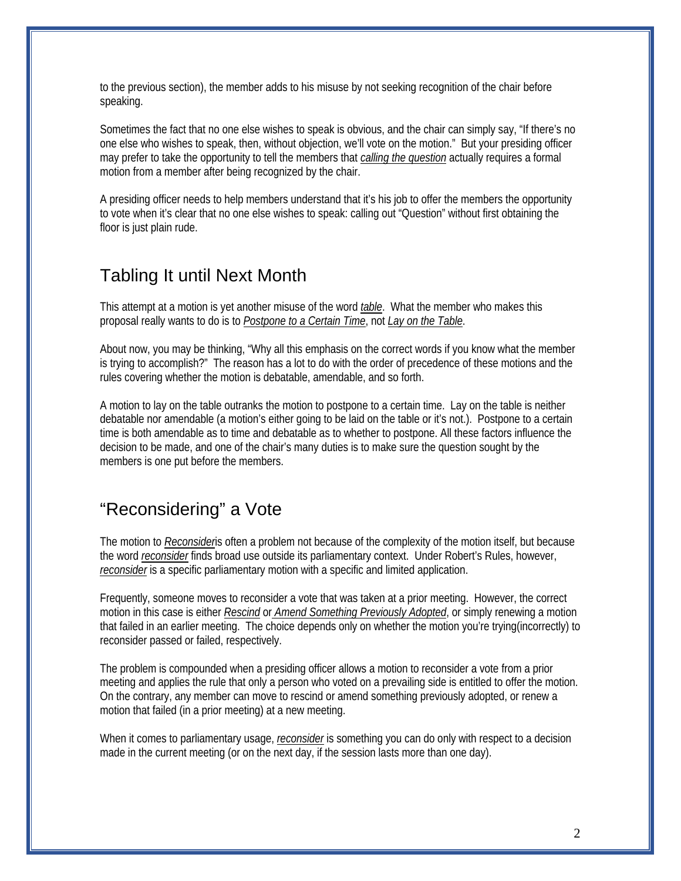to the previous section), the member adds to his misuse by not seeking recognition of the chair before speaking.

Sometimes the fact that no one else wishes to speak is obvious, and the chair can simply say, "If there's no one else who wishes to speak, then, without objection, we'll vote on the motion." But your presiding officer may prefer to take the opportunity to tell the members that *calling the question* actually requires a formal motion from a member after being recognized by the chair.

A presiding officer needs to help members understand that it's his job to offer the members the opportunity to vote when it's clear that no one else wishes to speak: calling out "Question" without first obtaining the floor is just plain rude.

## Tabling It until Next Month

This attempt at a motion is yet another misuse of the word *table*. What the member who makes this proposal really wants to do is to *Postpone to a Certain Time*, not *Lay on the Table*.

About now, you may be thinking, "Why all this emphasis on the correct words if you know what the member is trying to accomplish?" The reason has a lot to do with the order of precedence of these motions and the rules covering whether the motion is debatable, amendable, and so forth.

A motion to lay on the table outranks the motion to postpone to a certain time. Lay on the table is neither debatable nor amendable (a motion's either going to be laid on the table or it's not.). Postpone to a certain time is both amendable as to time and debatable as to whether to postpone. All these factors influence the decision to be made, and one of the chair's many duties is to make sure the question sought by the members is one put before the members.

## "Reconsidering" a Vote

The motion to *Reconsider*is often a problem not because of the complexity of the motion itself, but because the word *reconsider* finds broad use outside its parliamentary context. Under Robert's Rules, however, *reconsider* is a specific parliamentary motion with a specific and limited application.

Frequently, someone moves to reconsider a vote that was taken at a prior meeting. However, the correct motion in this case is either *Rescind* or *Amend Something Previously Adopted*, or simply renewing a motion that failed in an earlier meeting. The choice depends only on whether the motion you're trying(incorrectly) to reconsider passed or failed, respectively.

The problem is compounded when a presiding officer allows a motion to reconsider a vote from a prior meeting and applies the rule that only a person who voted on a prevailing side is entitled to offer the motion. On the contrary, any member can move to rescind or amend something previously adopted, or renew a motion that failed (in a prior meeting) at a new meeting.

When it comes to parliamentary usage, *reconsider* is something you can do only with respect to a decision made in the current meeting (or on the next day, if the session lasts more than one day).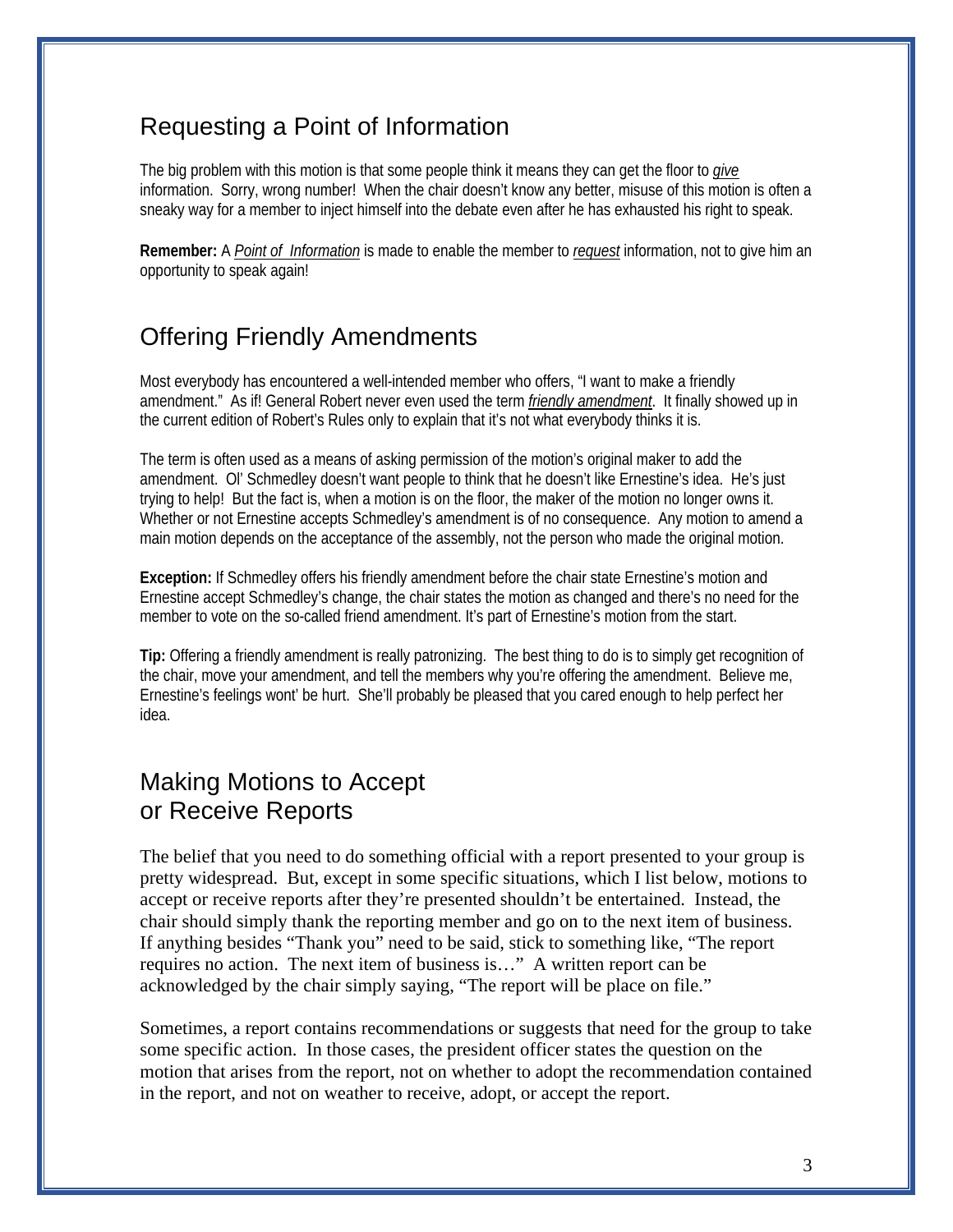## Requesting a Point of Information

The big problem with this motion is that some people think it means they can get the floor to *give* information. Sorry, wrong number! When the chair doesn't know any better, misuse of this motion is often a sneaky way for a member to inject himself into the debate even after he has exhausted his right to speak.

**Remember:** A *Point of Information* is made to enable the member to *request* information, not to give him an opportunity to speak again!

## Offering Friendly Amendments

Most everybody has encountered a well-intended member who offers, "I want to make a friendly amendment." As if! General Robert never even used the term *friendly amendment*. It finally showed up in the current edition of Robert's Rules only to explain that it's not what everybody thinks it is.

The term is often used as a means of asking permission of the motion's original maker to add the amendment. Ol' Schmedley doesn't want people to think that he doesn't like Ernestine's idea. He's just trying to help! But the fact is, when a motion is on the floor, the maker of the motion no longer owns it. Whether or not Ernestine accepts Schmedley's amendment is of no consequence. Any motion to amend a main motion depends on the acceptance of the assembly, not the person who made the original motion.

**Exception:** If Schmedley offers his friendly amendment before the chair state Ernestine's motion and Ernestine accept Schmedley's change, the chair states the motion as changed and there's no need for the member to vote on the so-called friend amendment. It's part of Ernestine's motion from the start.

**Tip:** Offering a friendly amendment is really patronizing. The best thing to do is to simply get recognition of the chair, move your amendment, and tell the members why you're offering the amendment. Believe me, Ernestine's feelings wont' be hurt. She'll probably be pleased that you cared enough to help perfect her idea.

## Making Motions to Accept or Receive Reports

The belief that you need to do something official with a report presented to your group is pretty widespread. But, except in some specific situations, which I list below, motions to accept or receive reports after they're presented shouldn't be entertained. Instead, the chair should simply thank the reporting member and go on to the next item of business. If anything besides "Thank you" need to be said, stick to something like, "The report requires no action. The next item of business is…" A written report can be acknowledged by the chair simply saying, "The report will be place on file."

Sometimes, a report contains recommendations or suggests that need for the group to take some specific action. In those cases, the president officer states the question on the motion that arises from the report, not on whether to adopt the recommendation contained in the report, and not on weather to receive, adopt, or accept the report.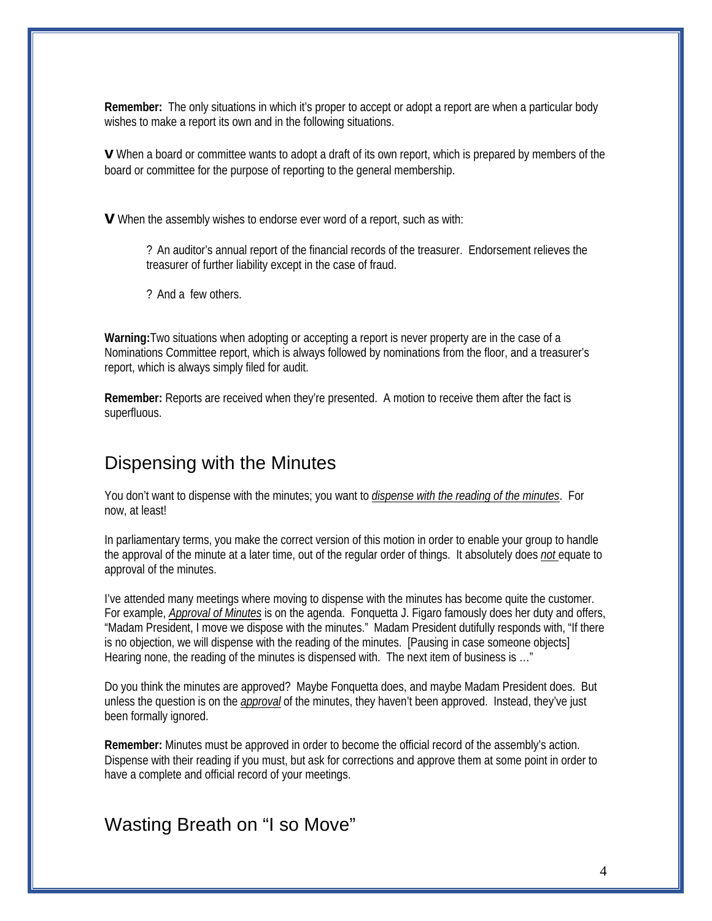**Remember:** The only situations in which it's proper to accept or adopt a report are when a particular body wishes to make a report its own and in the following situations.

**v** When a board or committee wants to adopt a draft of its own report, which is prepared by members of the board or committee for the purpose of reporting to the general membership.

**v** When the assembly wishes to endorse ever word of a report, such as with:

> ? An auditor's annual report of the financial records of the treasurer. Endorsement relieves the treasurer of further liability except in the case of fraud.
>
> ? And a few others.

**Warning:**Two situations when adopting or accepting a report is never property are in the case of a Nominations Committee report, which is always followed by nominations from the floor, and a treasurer's report, which is always simply filed for audit.

**Remember:** Reports are received when they're presented. A motion to receive them after the fact is superfluous.

## Dispensing with the Minutes

You don't want to dispense with the minutes; you want to <u>*dispense with the reading of the minutes*</u>. For now, at least!

In parliamentary terms, you make the correct version of this motion in order to enable your group to handle the approval of the minute at a later time, out of the regular order of things. It absolutely does <u>*not*</u> equate to approval of the minutes.

I've attended many meetings where moving to dispense with the minutes has become quite the customer. For example, <u>*Approval of Minutes*</u> is on the agenda. Fonquetta J. Figaro famously does her duty and offers, "Madam President, I move we dispose with the minutes." Madam President dutifully responds with, "If there is no objection, we will dispense with the reading of the minutes. [Pausing in case someone objects] Hearing none, the reading of the minutes is dispensed with. The next item of business is …"

Do you think the minutes are approved? Maybe Fonquetta does, and maybe Madam President does. But unless the question is on the <u>*approval*</u> of the minutes, they haven't been approved. Instead, they've just been formally ignored.

**Remember:** Minutes must be approved in order to become the official record of the assembly's action. Dispense with their reading if you must, but ask for corrections and approve them at some point in order to have a complete and official record of your meetings.

## Wasting Breath on "I so Move"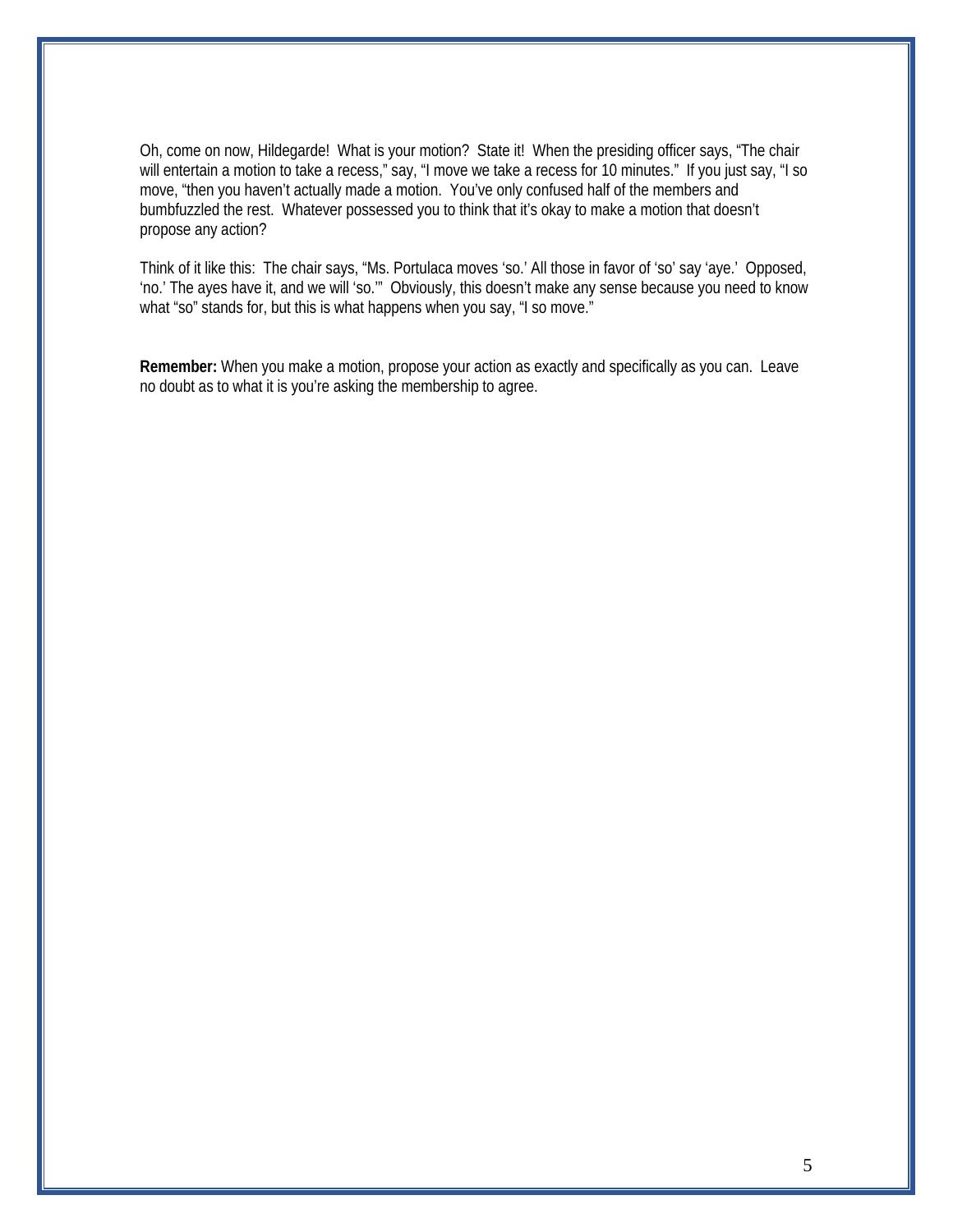Oh, come on now, Hildegarde! What is your motion? State it! When the presiding officer says, "The chair will entertain a motion to take a recess," say, "I move we take a recess for 10 minutes." If you just say, "I so move, "then you haven't actually made a motion. You've only confused half of the members and bumbfuzzled the rest. Whatever possessed you to think that it's okay to make a motion that doesn't propose any action?

Think of it like this: The chair says, "Ms. Portulaca moves 'so.' All those in favor of 'so' say 'aye.' Opposed, 'no.' The ayes have it, and we will 'so.'" Obviously, this doesn't make any sense because you need to know what "so" stands for, but this is what happens when you say, "I so move."

**Remember:** When you make a motion, propose your action as exactly and specifically as you can. Leave no doubt as to what it is you're asking the membership to agree.